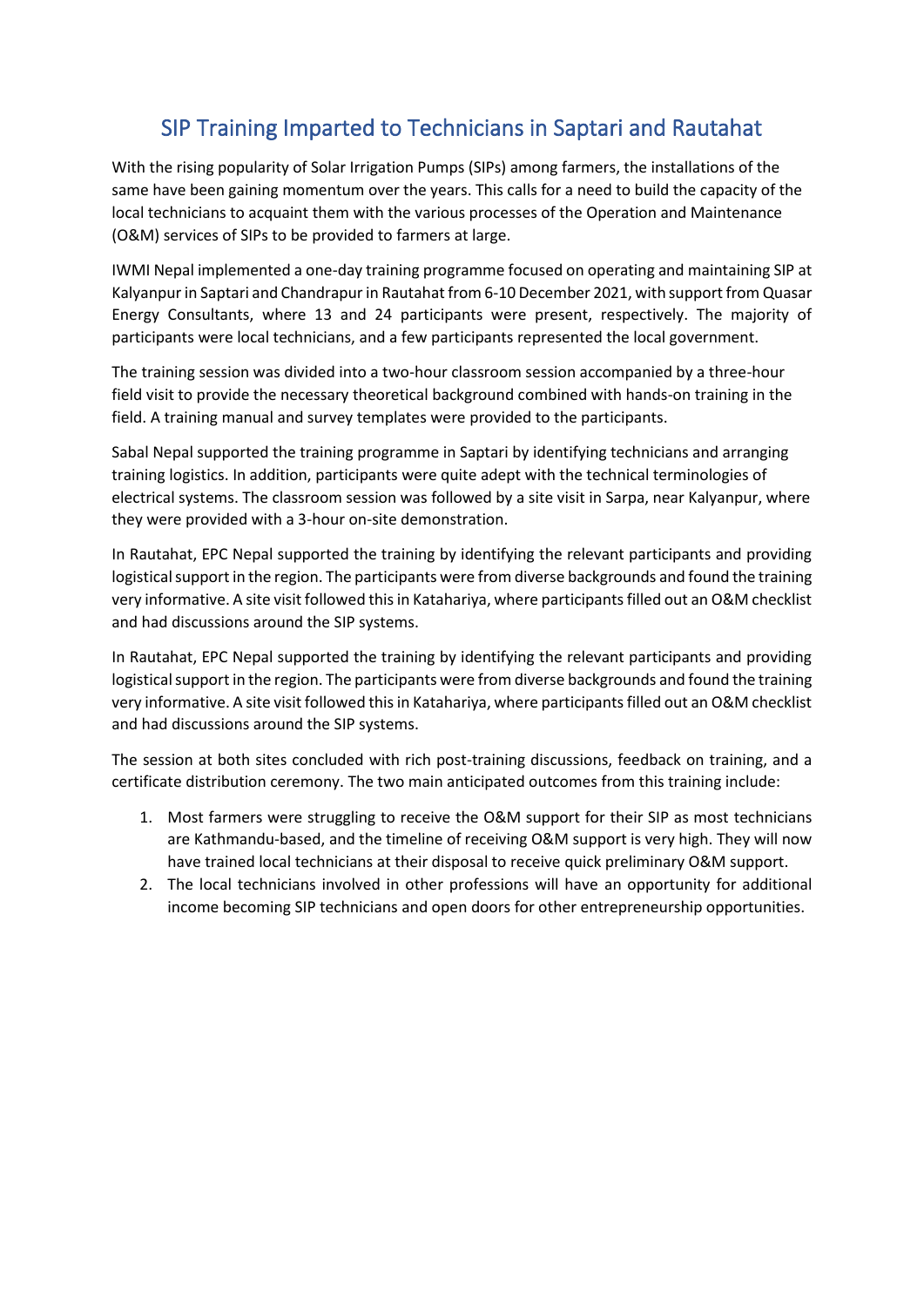# SIP Training Imparted to Technicians in Saptari and Rautahat

With the rising popularity of Solar Irrigation Pumps (SIPs) among farmers, the installations of the same have been gaining momentum over the years. This calls for a need to build the capacity of the local technicians to acquaint them with the various processes of the Operation and Maintenance (O&M) services of SIPs to be provided to farmers at large.

IWMI Nepal implemented a one-day training programme focused on operating and maintaining SIP at Kalyanpur in Saptari and Chandrapur in Rautahat from 6-10 December 2021, with support from Quasar Energy Consultants, where 13 and 24 participants were present, respectively. The majority of participants were local technicians, and a few participants represented the local government.

The training session was divided into a two-hour classroom session accompanied by a three-hour field visit to provide the necessary theoretical background combined with hands-on training in the field. A training manual and survey templates were provided to the participants.

Sabal Nepal supported the training programme in Saptari by identifying technicians and arranging training logistics. In addition, participants were quite adept with the technical terminologies of electrical systems. The classroom session was followed by a site visit in Sarpa, near Kalyanpur, where they were provided with a 3-hour on-site demonstration.

In Rautahat, EPC Nepal supported the training by identifying the relevant participants and providing logistical support in the region. The participants were from diverse backgrounds and found the training very informative. A site visit followed this in Katahariya, where participants filled out an O&M checklist and had discussions around the SIP systems.

In Rautahat, EPC Nepal supported the training by identifying the relevant participants and providing logistical support in the region. The participants were from diverse backgrounds and found the training very informative. A site visit followed this in Katahariya, where participants filled out an O&M checklist and had discussions around the SIP systems.

The session at both sites concluded with rich post-training discussions, feedback on training, and a certificate distribution ceremony. The two main anticipated outcomes from this training include:

1. Most farmers were struggling to receive the O&M support for their SIP as most technicians are Kathmandu-based, and the timeline of receiving O&M support is very high. They will now have trained local technicians at their disposal to receive quick preliminary O&M support.
2. The local technicians involved in other professions will have an opportunity for additional income becoming SIP technicians and open doors for other entrepreneurship opportunities.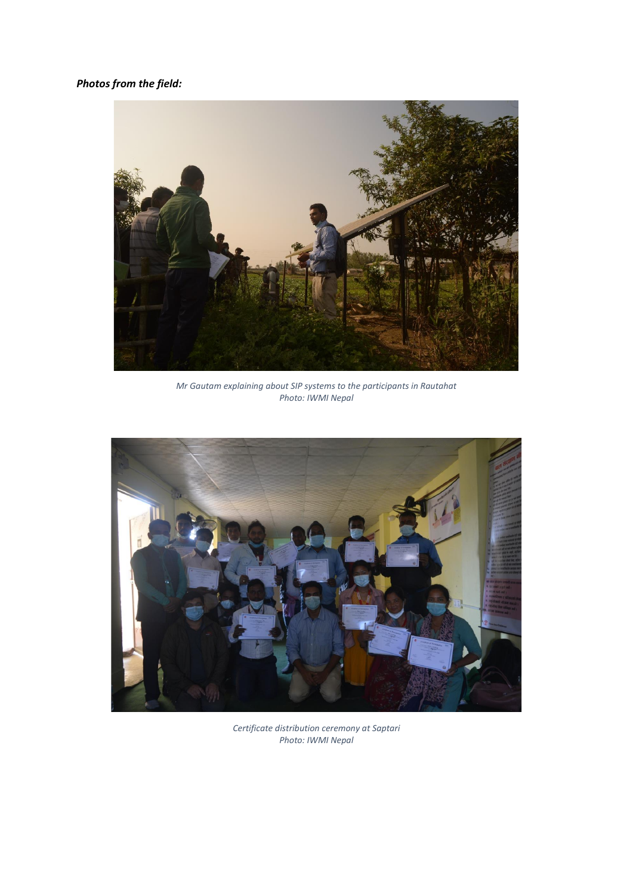***Photos from the field:***

*Mr Gautam explaining about SIP systems to the participants in Rautahat*
*Photo: IWMI Nepal*

*Certificate distribution ceremony at Saptari*
*Photo: IWMI Nepal*